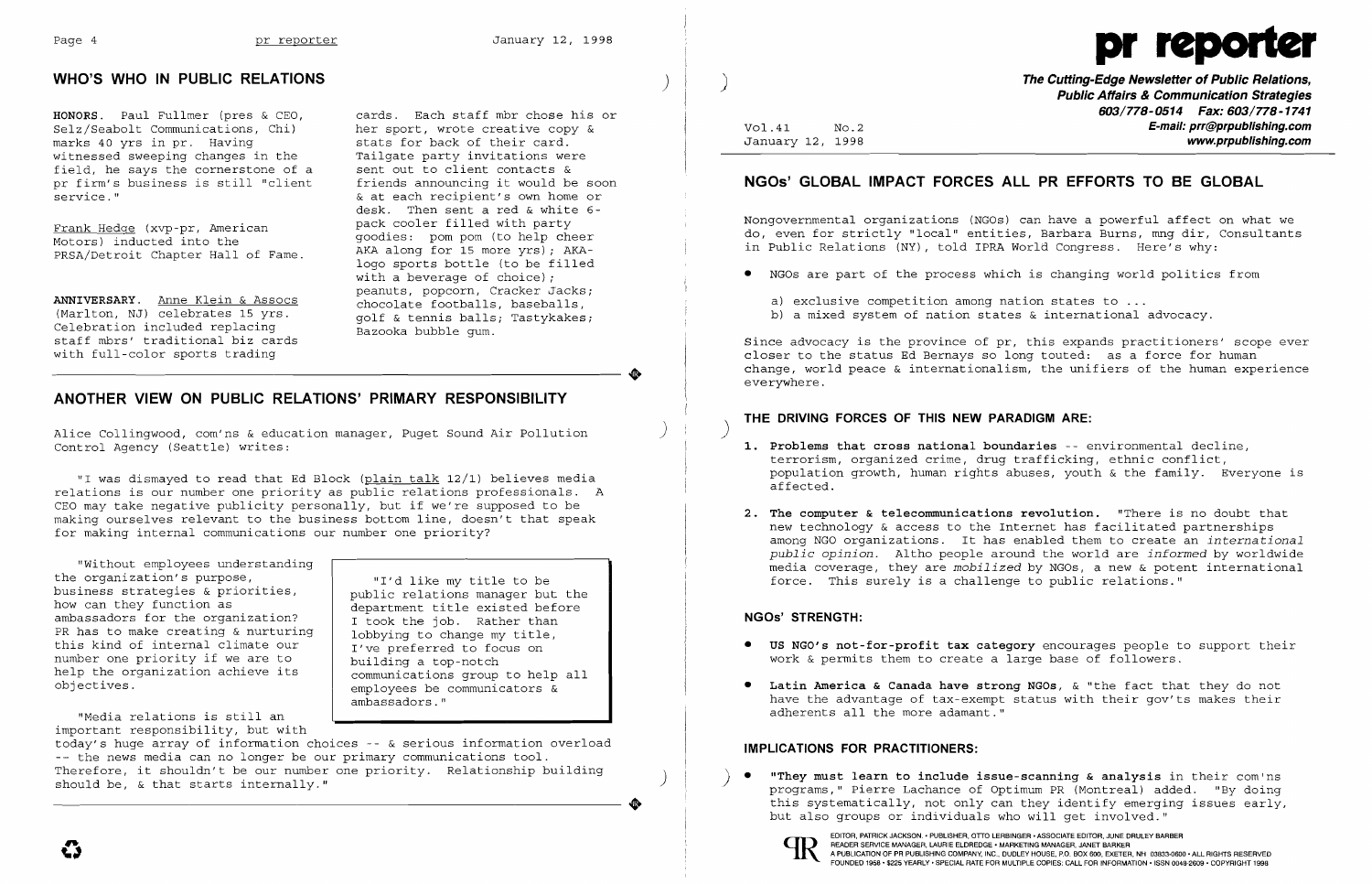## WHO'S WHO IN PUBLIC RELATIONS

**HONORS.** Paul Fullmer (pres & CEO, Selz/Seabolt Communications, Chi) marks 40 yrs in pr. Having witnessed sweeping changes in the field, he says the cornerstone of a pr firm's business is still "client service."

Frank Hedge (xvp-pr, American Motors) inducted into the PRSA/Detroit Chapter Hall of Fame.

**ANNIVERSARY.** Anne Klein & Assocs (Marlton, NJ) celebrates 15 yrs. Celebration included replacing staff mbrs' traditional biz cards with full-color sports trading cards. Each staff mbr chose his or her sport, wrote creative copy & stats for back of their card. Tailgate party invitations were sent out to client contacts & friends announcing it would be soon & at each recipient's own home or desk. Then sent a red & white 6-pack cooler filled with party goodies: pom pom (to help cheer AKA along for 15 more yrs); AKA-logo sports bottle (to be filled with a beverage of choice); peanuts, popcorn, Cracker Jacks; chocolate footballs, baseballs, golf & tennis balls; Tastykakes; Bazooka bubble gum.

## ANOTHER VIEW ON PUBLIC RELATIONS' PRIMARY RESPONSIBILITY

Alice Collingwood, com'ns & education manager, Puget Sound Air Pollution Control Agency (Seattle) writes:

"I was dismayed to read that Ed Block (plain talk 12/1) believes media relations is our number one priority as public relations professionals. A CEO may take negative publicity personally, but if we're supposed to be making ourselves relevant to the business bottom line, doesn't that speak for making internal communications our number one priority?

"Without employees understanding the organization's purpose, business strategies & priorities, how can they function as ambassadors for the organization? PR has to make creating & nurturing this kind of internal climate our number one priority if we are to help the organization achieve its objectives.

"I'd like my title to be public relations manager but the department title existed before I took the job. Rather than lobbying to change my title, I've preferred to focus on building a top-notch communications group to help all employees be communicators & ambassadors."

"Media relations is still an important responsibility, but with today's huge array of information choices -- & serious information overload -- the news media can no longer be our primary communications tool. Therefore, it shouldn't be our number one priority. Relationship building should be, & that starts internally."

# pr reporter

**The Cutting-Edge Newsletter of Public Relations, Public Affairs & Communication Strategies**
**603/778-0514 Fax: 603/778-1741**
**E-mail: prr@prpublishing.com**
**www.prpublishing.com**

Vol.41 No.2
January 12, 1998

## NGOs' GLOBAL IMPACT FORCES ALL PR EFFORTS TO BE GLOBAL

Nongovernmental organizations (NGOs) can have a powerful affect on what we do, even for strictly "local" entities, Barbara Burns, mng dir, Consultants in Public Relations (NY), told IPRA World Congress. Here's why:

- NGOs are part of the process which is changing world politics from
  - a) exclusive competition among nation states to ...
  - b) a mixed system of nation states & international advocacy.

Since advocacy is the province of pr, this expands practitioners' scope ever closer to the status Ed Bernays so long touted: as a force for human change, world peace & internationalism, the unifiers of the human experience everywhere.

### THE DRIVING FORCES OF THIS NEW PARADIGM ARE:

1. **Problems that cross national boundaries** -- environmental decline, terrorism, organized crime, drug trafficking, ethnic conflict, population growth, human rights abuses, youth & the family. Everyone is affected.
2. **The computer & telecommunications revolution.** "There is no doubt that new technology & access to the Internet has facilitated partnerships among NGO organizations. It has enabled them to create an *international public opinion*. Altho people around the world are *informed* by worldwide media coverage, they are *mobilized* by NGOs, a new & potent international force. This surely is a challenge to public relations."

### NGOs' STRENGTH:

- **US NGO's not-for-profit tax category** encourages people to support their work & permits them to create a large base of followers.
- **Latin America & Canada have strong NGOs**, & "the fact that they do not have the advantage of tax-exempt status with their gov'ts makes their adherents all the more adamant."

### IMPLICATIONS FOR PRACTITIONERS:

- **"They must learn to include issue-scanning & analysis** in their com'ns programs," Pierre Lachance of Optimum PR (Montreal) added. "By doing this systematically, not only can they identify emerging issues early, but also groups or individuals who will get involved."

EDITOR, PATRICK JACKSON • PUBLISHER, OTTO LERBINGER • ASSOCIATE EDITOR, JUNE DRULEY BARBER
READER SERVICE MANAGER, LAURIE ELDREDGE • MARKETING MANAGER, JANET BARKER
A PUBLICATION OF PR PUBLISHING COMPANY, INC., DUDLEY HOUSE, P.O. BOX 600, EXETER, NH 03833-0600 • ALL RIGHTS RESERVED
FOUNDED 1958 • $225 YEARLY • SPECIAL RATE FOR MULTIPLE COPIES: CALL FOR INFORMATION • ISSN 0048-2609 • COPYRIGHT 1998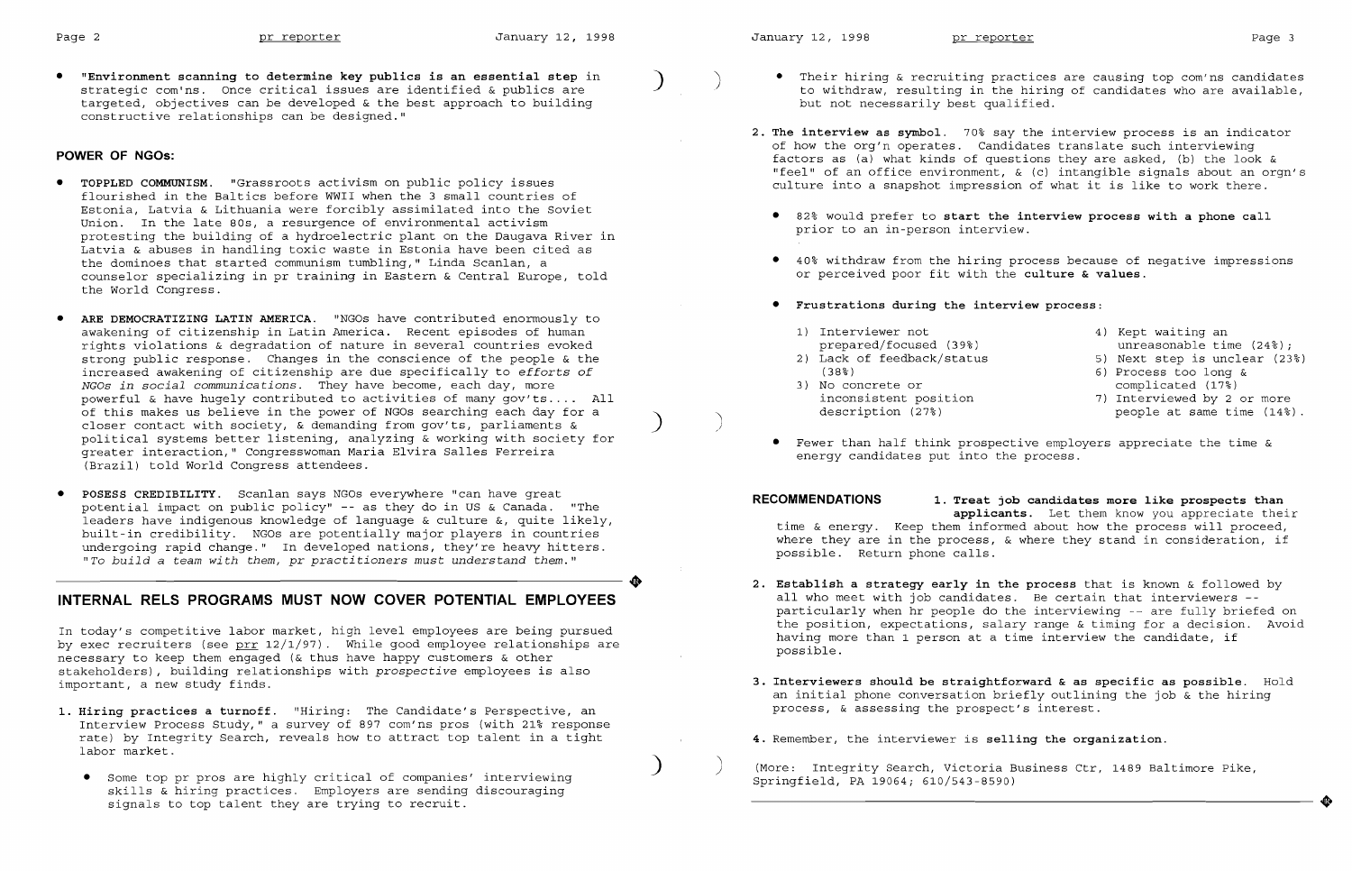- **"Environment scanning to determine key publics is an essential step** in strategic com'ns. Once critical issues are identified & publics are targeted, objectives can be developed & the best approach to building constructive relationships can be designed."

## POWER OF NGOs:

- **TOPPLED COMMUNISM.** "Grassroots activism on public policy issues flourished in the Baltics before WWII when the 3 small countries of Estonia, Latvia & Lithuania were forcibly assimilated into the Soviet Union. In the late 80s, a resurgence of environmental activism protesting the building of a hydroelectric plant on the Daugava River in Latvia & abuses in handling toxic waste in Estonia have been cited as the dominoes that started communism tumbling," Linda Scanlan, a counselor specializing in pr training in Eastern & Central Europe, told the World Congress.

- **ARE DEMOCRATIZING LATIN AMERICA.** "NGOs have contributed enormously to awakening of citizenship in Latin America. Recent episodes of human rights violations & degradation of nature in several countries evoked strong public response. Changes in the conscience of the people & the increased awakening of citizenship are due specifically to *efforts of NGOs in social communications*. They have become, each day, more powerful & have hugely contributed to activities of many gov'ts.... All of this makes us believe in the power of NGOs searching each day for a closer contact with society, & demanding from gov'ts, parliaments & political systems better listening, analyzing & working with society for greater interaction," Congresswoman Maria Elvira Salles Ferreira (Brazil) told World Congress attendees.

- **POSESS CREDIBILITY.** Scanlan says NGOs everywhere "can have great potential impact on public policy" -- as they do in US & Canada. "The leaders have indigenous knowledge of language & culture &, quite likely, built-in credibility. NGOs are potentially major players in countries undergoing rapid change." In developed nations, they're heavy hitters. *"To build a team with them, pr practitioners must understand them."*

## INTERNAL RELS PROGRAMS MUST NOW COVER POTENTIAL EMPLOYEES

In today's competitive labor market, high level employees are being pursued by exec recruiters (see prr 12/1/97). While good employee relationships are necessary to keep them engaged (& thus have happy customers & other stakeholders), building relationships with *prospective* employees is also important, a new study finds.

1. **Hiring practices a turnoff.** "Hiring: The Candidate's Perspective, an Interview Process Study," a survey of 897 com'ns pros (with 21% response rate) by Integrity Search, reveals how to attract top talent in a tight labor market.

   - Some top pr pros are highly critical of companies' interviewing skills & hiring practices. Employers are sending discouraging signals to top talent they are trying to recruit.

   - Their hiring & recruiting practices are causing top com'ns candidates to withdraw, resulting in the hiring of candidates who are available, but not necessarily best qualified.

2. **The interview as symbol.** 70% say the interview process is an indicator of how the org'n operates. Candidates translate such interviewing factors as (a) what kinds of questions they are asked, (b) the look & "feel" of an office environment, & (c) intangible signals about an orgn's culture into a snapshot impression of what it is like to work there.

   - 82% would prefer to **start the interview process with a phone call** prior to an in-person interview.

   - 40% withdraw from the hiring process because of negative impressions or perceived poor fit with the **culture & values**.

   - **Frustrations during the interview process:**

     1) Interviewer not prepared/focused (39%)
     2) Lack of feedback/status (38%)
     3) No concrete or inconsistent position description (27%)
     4) Kept waiting an unreasonable time (24%);
     5) Next step is unclear (23%)
     6) Process too long & complicated (17%)
     7) Interviewed by 2 or more people at same time (14%).

   - Fewer than half think prospective employers appreciate the time & energy candidates put into the process.

**RECOMMENDATIONS** 1. **Treat job candidates more like prospects than applicants.** Let them know you appreciate their time & energy. Keep them informed about how the process will proceed, where they are in the process, & where they stand in consideration, if possible. Return phone calls.

2. **Establish a strategy early in the process** that is known & followed by all who meet with job candidates. Be certain that interviewers -- particularly when hr people do the interviewing -- are fully briefed on the position, expectations, salary range & timing for a decision. Avoid having more than 1 person at a time interview the candidate, if possible.

3. **Interviewers should be straightforward & as specific as possible.** Hold an initial phone conversation briefly outlining the job & the hiring process, & assessing the prospect's interest.

4. Remember, the interviewer is **selling the organization.**

(More: Integrity Search, Victoria Business Ctr, 1489 Baltimore Pike, Springfield, PA 19064; 610/543-8590)